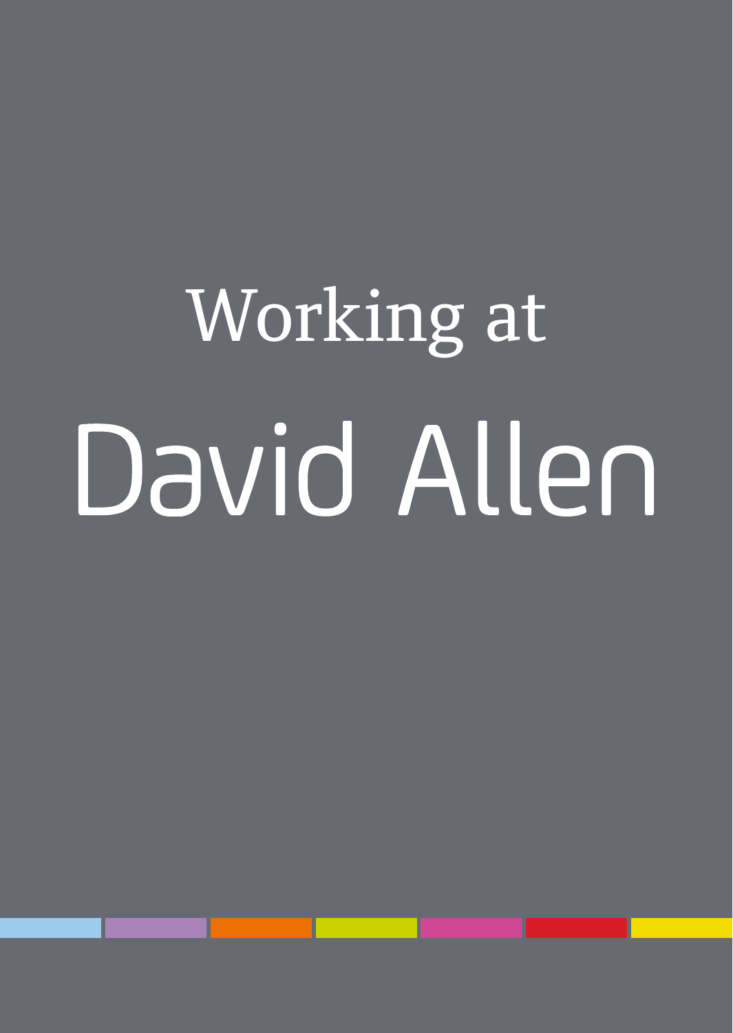# Working at David Allen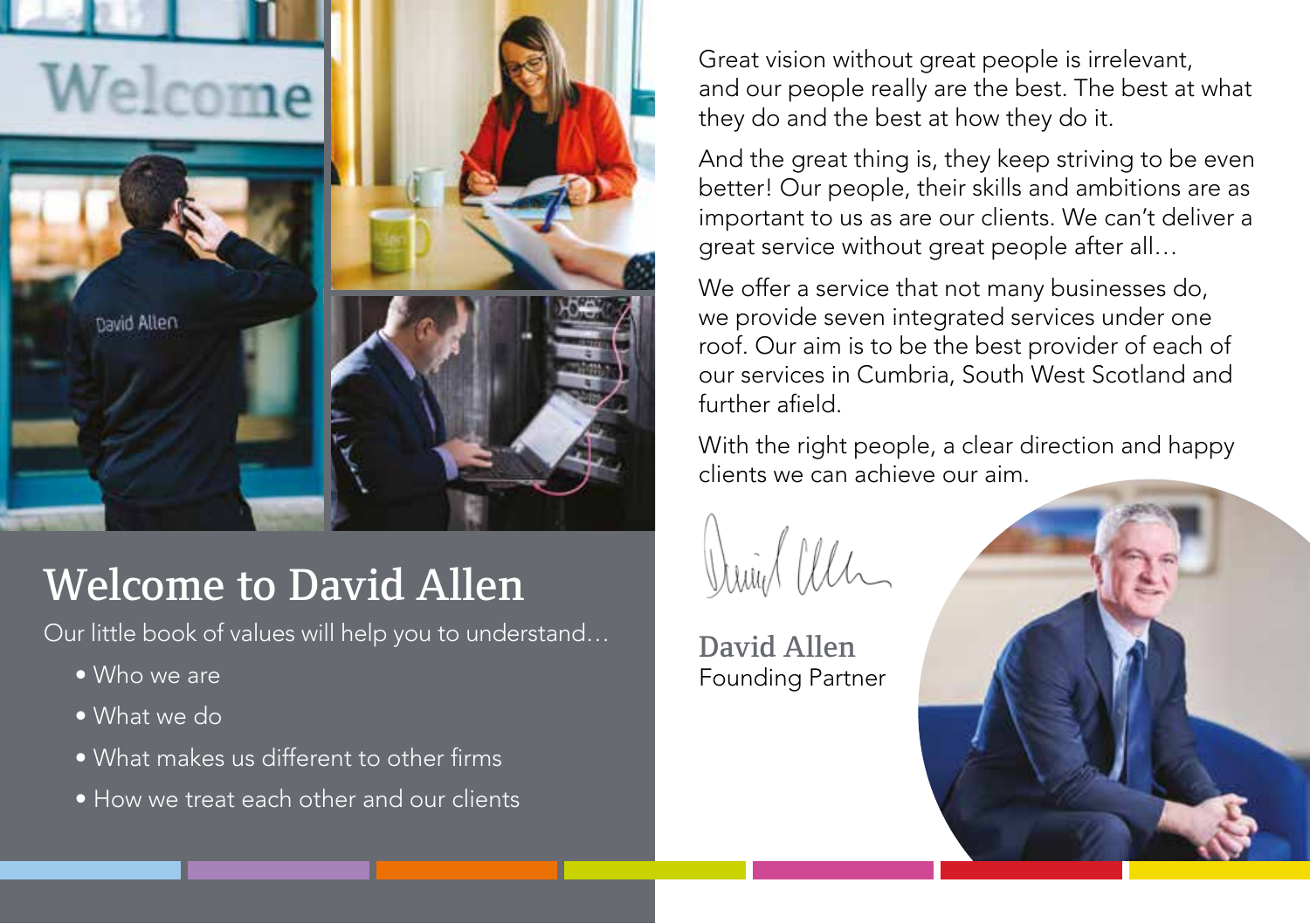# Welcome to David Allen

Our little book of values will help you to understand…

- Who we are
- What we do
- What makes us different to other firms
- How we treat each other and our clients

Great vision without great people is irrelevant, and our people really are the best. The best at what they do and the best at how they do it.

And the great thing is, they keep striving to be even better! Our people, their skills and ambitions are as important to us as are our clients. We can't deliver a great service without great people after all…

We offer a service that not many businesses do, we provide seven integrated services under one roof. Our aim is to be the best provider of each of our services in Cumbria, South West Scotland and further afield.

With the right people, a clear direction and happy clients we can achieve our aim.

**David Allen**
Founding Partner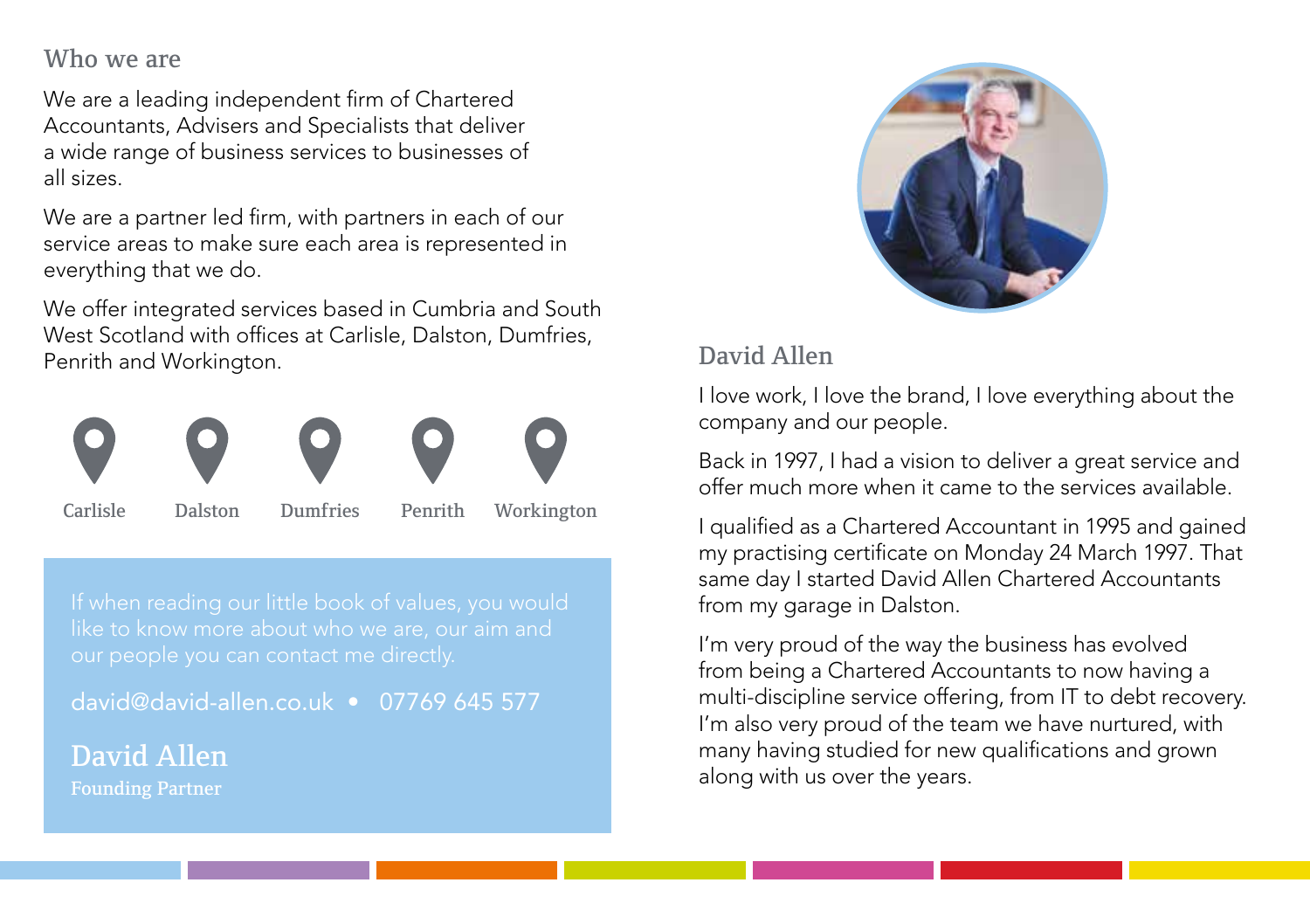## Who we are

We are a leading independent firm of Chartered Accountants, Advisers and Specialists that deliver a wide range of business services to businesses of all sizes.

We are a partner led firm, with partners in each of our service areas to make sure each area is represented in everything that we do.

We offer integrated services based in Cumbria and South West Scotland with offices at Carlisle, Dalston, Dumfries, Penrith and Workington.

Carlisle

Dalston

Dumfries

Penrith

Workington

If when reading our little book of values, you would like to know more about who we are, our aim and our people you can contact me directly.

david@david-allen.co.uk • 07769 645 577

**David Allen**
Founding Partner

## David Allen

I love work, I love the brand, I love everything about the company and our people.

Back in 1997, I had a vision to deliver a great service and offer much more when it came to the services available.

I qualified as a Chartered Accountant in 1995 and gained my practising certificate on Monday 24 March 1997. That same day I started David Allen Chartered Accountants from my garage in Dalston.

I'm very proud of the way the business has evolved from being a Chartered Accountants to now having a multi-discipline service offering, from IT to debt recovery. I'm also very proud of the team we have nurtured, with many having studied for new qualifications and grown along with us over the years.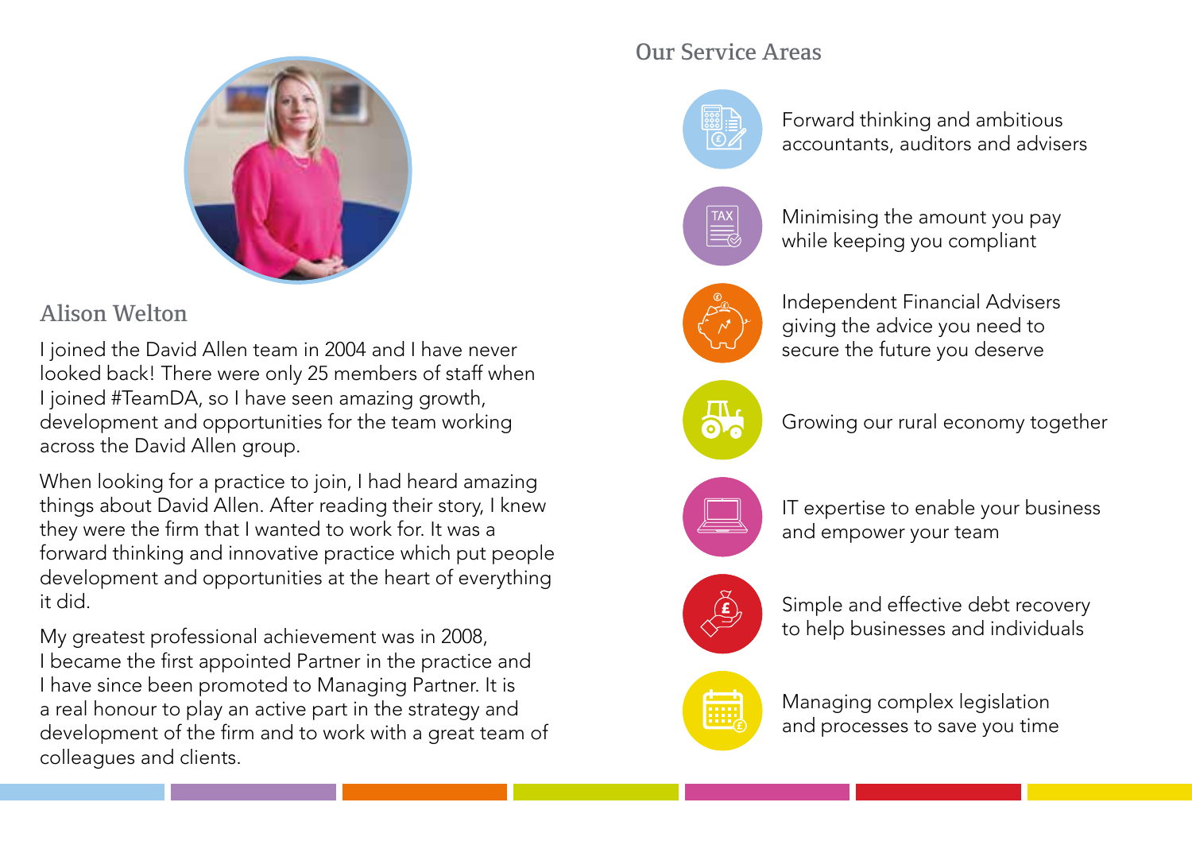## Alison Welton

I joined the David Allen team in 2004 and I have never looked back! There were only 25 members of staff when I joined #TeamDA, so I have seen amazing growth, development and opportunities for the team working across the David Allen group.

When looking for a practice to join, I had heard amazing things about David Allen. After reading their story, I knew they were the firm that I wanted to work for. It was a forward thinking and innovative practice which put people development and opportunities at the heart of everything it did.

My greatest professional achievement was in 2008, I became the first appointed Partner in the practice and I have since been promoted to Managing Partner. It is a real honour to play an active part in the strategy and development of the firm and to work with a great team of colleagues and clients.

## Our Service Areas

- Forward thinking and ambitious accountants, auditors and advisers
- Minimising the amount you pay while keeping you compliant
- Independent Financial Advisers giving the advice you need to secure the future you deserve
- Growing our rural economy together
- IT expertise to enable your business and empower your team
- Simple and effective debt recovery to help businesses and individuals
- Managing complex legislation and processes to save you time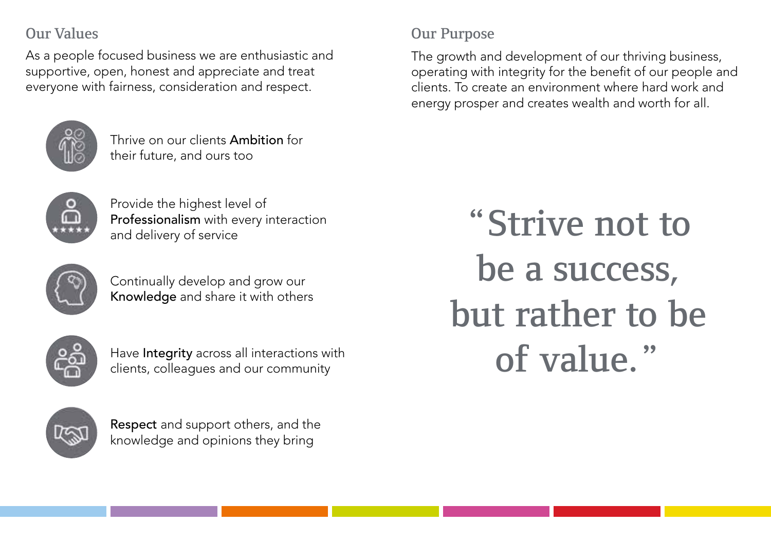## Our Values

As a people focused business we are enthusiastic and supportive, open, honest and appreciate and treat everyone with fairness, consideration and respect.

- Thrive on our clients **Ambition** for their future, and ours too
- Provide the highest level of **Professionalism** with every interaction and delivery of service
- Continually develop and grow our **Knowledge** and share it with others
- Have **Integrity** across all interactions with clients, colleagues and our community
- **Respect** and support others, and the knowledge and opinions they bring

## Our Purpose

The growth and development of our thriving business, operating with integrity for the benefit of our people and clients. To create an environment where hard work and energy prosper and creates wealth and worth for all.

> "Strive not to be a success, but rather to be of value."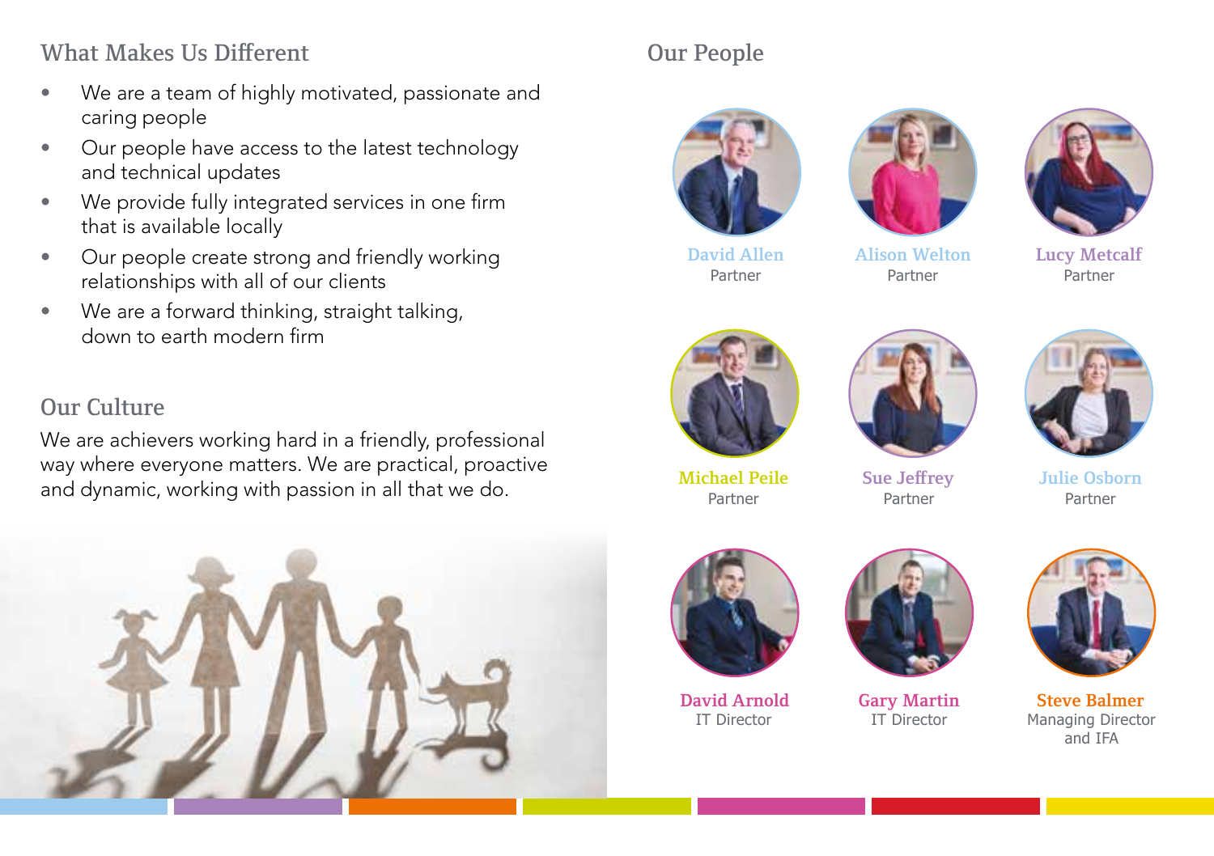## What Makes Us Different

- We are a team of highly motivated, passionate and caring people
- Our people have access to the latest technology and technical updates
- We provide fully integrated services in one firm that is available locally
- Our people create strong and friendly working relationships with all of our clients
- We are a forward thinking, straight talking, down to earth modern firm

## Our Culture

We are achievers working hard in a friendly, professional way where everyone matters. We are practical, proactive and dynamic, working with passion in all that we do.

## Our People

**David Allen**
Partner

**Alison Welton**
Partner

**Lucy Metcalf**
Partner

**Michael Peile**
Partner

**Sue Jeffrey**
Partner

**Julie Osborn**
Partner

**David Arnold**
IT Director

**Gary Martin**
IT Director

**Steve Balmer**
Managing Director and IFA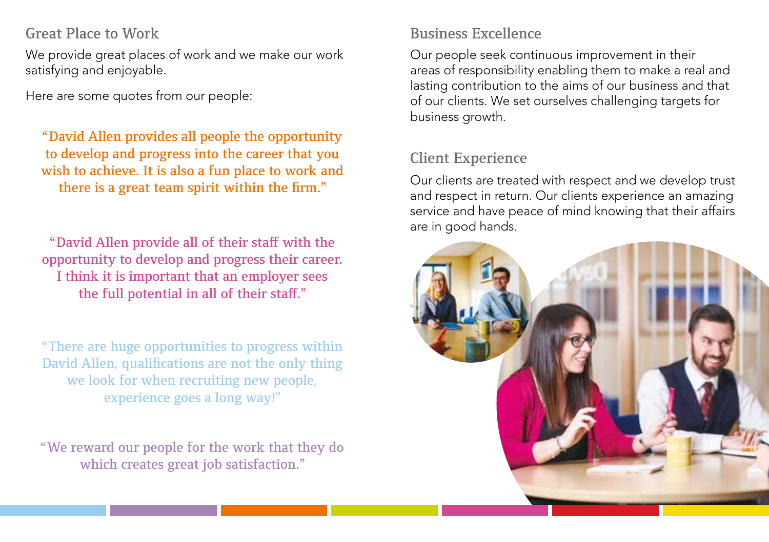## Great Place to Work

We provide great places of work and we make our work satisfying and enjoyable.

Here are some quotes from our people:

"David Allen provides all people the opportunity to develop and progress into the career that you wish to achieve. It is also a fun place to work and there is a great team spirit within the firm."

"David Allen provide all of their staff with the opportunity to develop and progress their career. I think it is important that an employer sees the full potential in all of their staff."

"There are huge opportunities to progress within David Allen, qualifications are not the only thing we look for when recruiting new people, experience goes a long way!"

"We reward our people for the work that they do which creates great job satisfaction."

## Business Excellence

Our people seek continuous improvement in their areas of responsibility enabling them to make a real and lasting contribution to the aims of our business and that of our clients. We set ourselves challenging targets for business growth.

## Client Experience

Our clients are treated with respect and we develop trust and respect in return. Our clients experience an amazing service and have peace of mind knowing that their affairs are in good hands.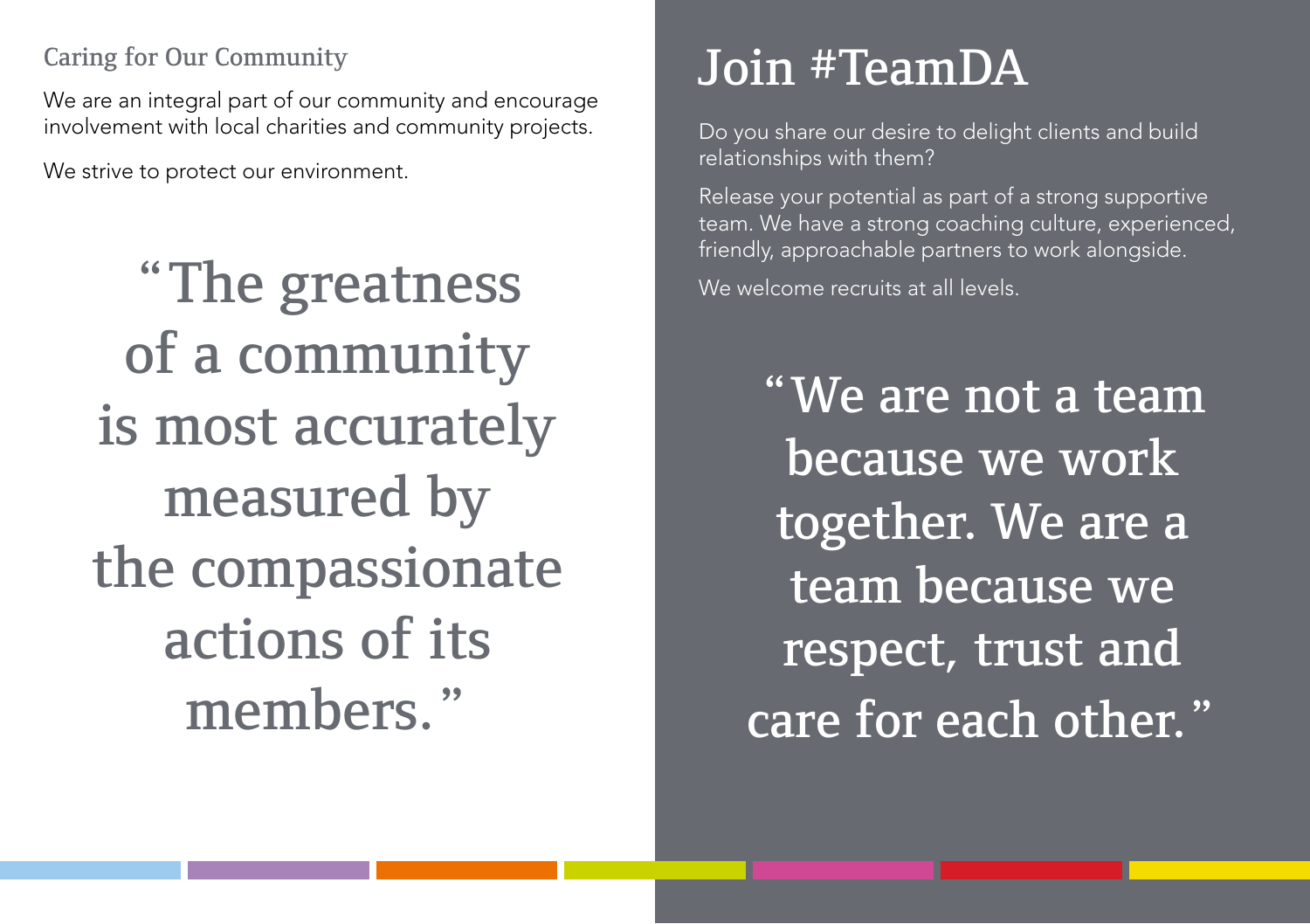## Caring for Our Community

We are an integral part of our community and encourage involvement with local charities and community projects.

We strive to protect our environment.

> "The greatness of a community is most accurately measured by the compassionate actions of its members."

# Join #TeamDA

Do you share our desire to delight clients and build relationships with them?

Release your potential as part of a strong supportive team. We have a strong coaching culture, experienced, friendly, approachable partners to work alongside.

We welcome recruits at all levels.

> "We are not a team because we work together. We are a team because we respect, trust and care for each other."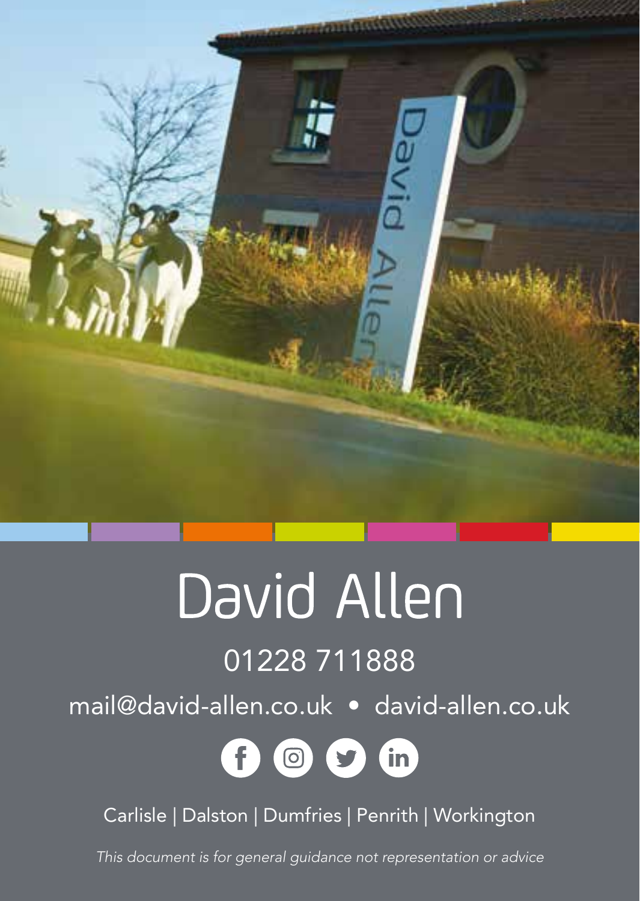# David Allen

01228 711888

mail@david-allen.co.uk • david-allen.co.uk

Carlisle | Dalston | Dumfries | Penrith | Workington

*This document is for general guidance not representation or advice*